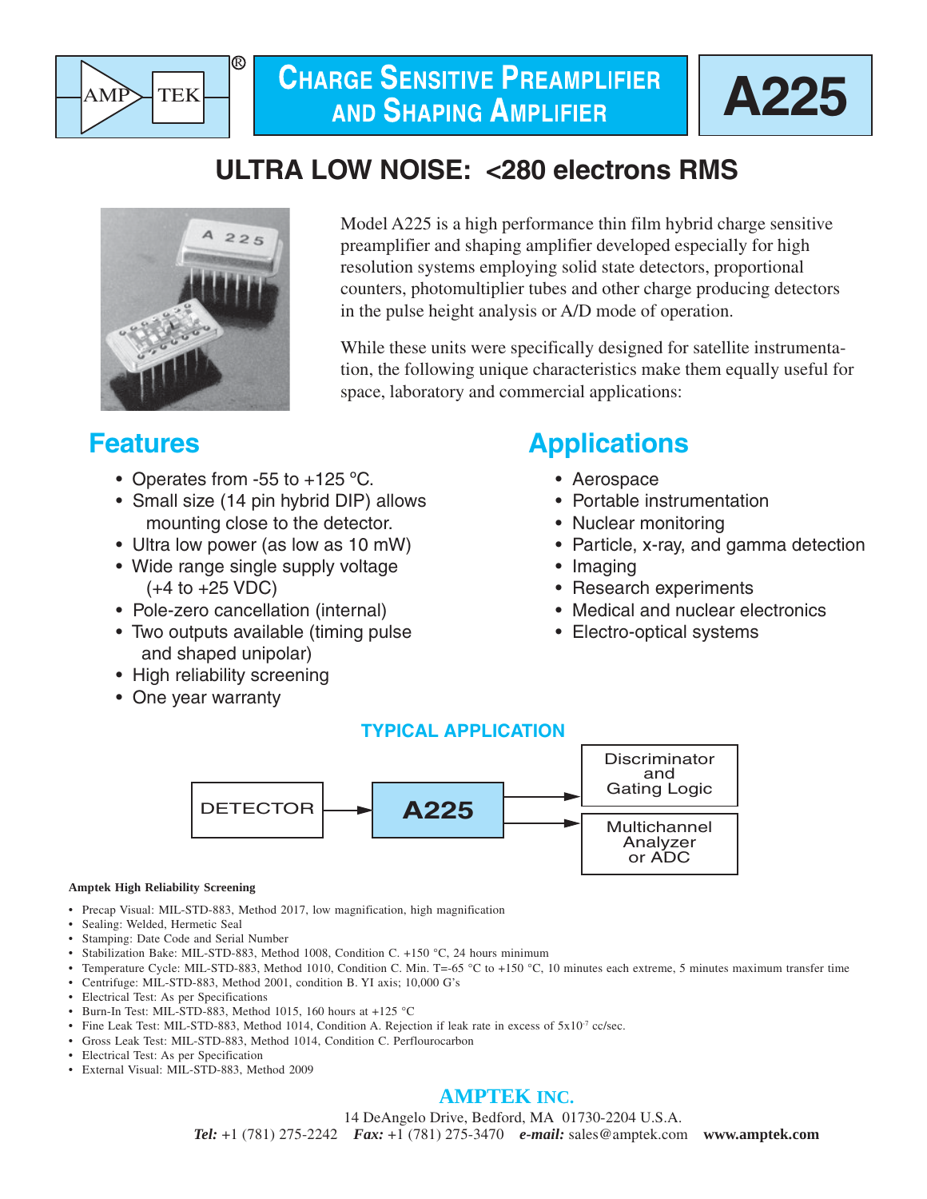# CHARGE SENSITIVE PREAMPLIFIER AND SHAPING AMPLIFIER

# A225

## ULTRA LOW NOISE: <280 electrons RMS

Model A225 is a high performance thin film hybrid charge sensitive preamplifier and shaping amplifier developed especially for high resolution systems employing solid state detectors, proportional counters, photomultiplier tubes and other charge producing detectors in the pulse height analysis or A/D mode of operation.

While these units were specifically designed for satellite instrumentation, the following unique characteristics make them equally useful for space, laboratory and commercial applications:

## Features

- Operates from -55 to +125 °C.
- Small size (14 pin hybrid DIP) allows mounting close to the detector.
- Ultra low power (as low as 10 mW)
- Wide range single supply voltage (+4 to +25 VDC)
- Pole-zero cancellation (internal)
- Two outputs available (timing pulse and shaped unipolar)
- High reliability screening
- One year warranty

## Applications

- Aerospace
- Portable instrumentation
- Nuclear monitoring
- Particle, x-ray, and gamma detection
- Imaging
- Research experiments
- Medical and nuclear electronics
- Electro-optical systems

### TYPICAL APPLICATION

DETECTOR → A225 → Discriminator and Gating Logic; A225 → Multichannel Analyzer or ADC

**Amptek High Reliability Screening**

- Precap Visual: MIL-STD-883, Method 2017, low magnification, high magnification
- Sealing: Welded, Hermetic Seal
- Stamping: Date Code and Serial Number
- Stabilization Bake: MIL-STD-883, Method 1008, Condition C. +150 °C, 24 hours minimum
- Temperature Cycle: MIL-STD-883, Method 1010, Condition C. Min. T=-65 °C to +150 °C, 10 minutes each extreme, 5 minutes maximum transfer time
- Centrifuge: MIL-STD-883, Method 2001, condition B. YI axis; 10,000 G's
- Electrical Test: As per Specifications
- Burn-In Test: MIL-STD-883, Method 1015, 160 hours at +125 °C
- Fine Leak Test: MIL-STD-883, Method 1014, Condition A. Rejection if leak rate in excess of $5x10^{-7}$ cc/sec.
- Gross Leak Test: MIL-STD-883, Method 1014, Condition C. Perflourocarbon
- Electrical Test: As per Specification
- External Visual: MIL-STD-883, Method 2009

**AMPTEK INC.**
14 DeAngelo Drive, Bedford, MA 01730-2204 U.S.A.
*Tel:* +1 (781) 275-2242 *Fax:* +1 (781) 275-3470 *e-mail:* sales@amptek.com **www.amptek.com**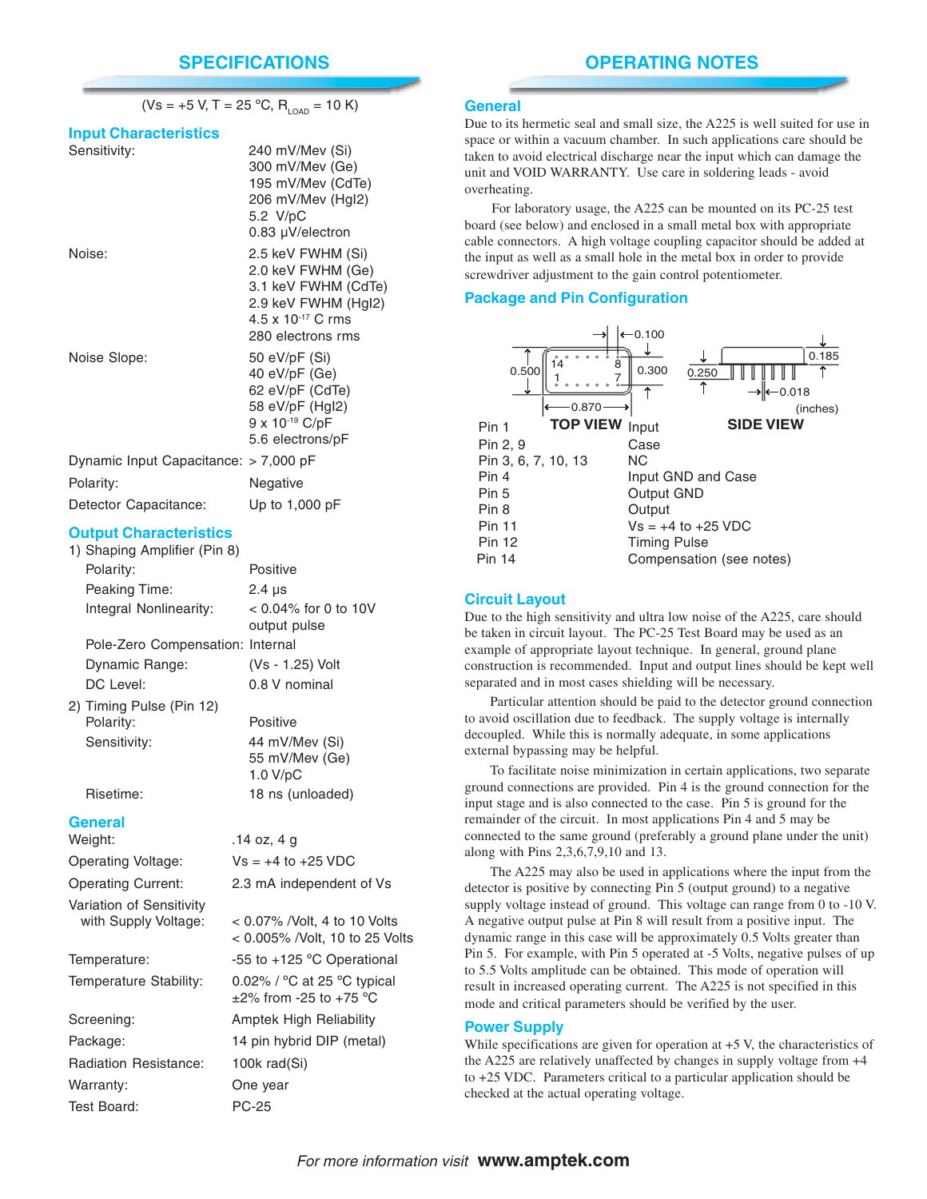# SPECIFICATIONS

(Vs = +5 V, T = 25 °C, $R_{LOAD}$ = 10 K)

## Input Characteristics

| | |
|---|---|
| Sensitivity: | 240 mV/Mev (Si)<br>300 mV/Mev (Ge)<br>195 mV/Mev (CdTe)<br>206 mV/Mev (HgI2)<br>5.2 V/pC<br>0.83 µV/electron |
| Noise: | 2.5 keV FWHM (Si)<br>2.0 keV FWHM (Ge)<br>3.1 keV FWHM (CdTe)<br>2.9 keV FWHM (HgI2)<br>$4.5 \times 10^{-17}$ C rms<br>280 electrons rms |
| Noise Slope: | 50 eV/pF (Si)<br>40 eV/pF (Ge)<br>62 eV/pF (CdTe)<br>58 eV/pF (HgI2)<br>$9 \times 10^{-19}$ C/pF<br>5.6 electrons/pF |
| Dynamic Input Capacitance: | > 7,000 pF |
| Polarity: | Negative |
| Detector Capacitance: | Up to 1,000 pF |

## Output Characteristics

1) Shaping Amplifier (Pin 8)

| | |
|---|---|
| Polarity: | Positive |
| Peaking Time: | 2.4 µs |
| Integral Nonlinearity: | < 0.04% for 0 to 10V output pulse |
| Pole-Zero Compensation: | Internal |
| Dynamic Range: | (Vs - 1.25) Volt |
| DC Level: | 0.8 V nominal |

2) Timing Pulse (Pin 12)

| | |
|---|---|
| Polarity: | Positive |
| Sensitivity: | 44 mV/Mev (Si)<br>55 mV/Mev (Ge)<br>1.0 V/pC |
| Risetime: | 18 ns (unloaded) |

## General

| | |
|---|---|
| Weight: | .14 oz, 4 g |
| Operating Voltage: | Vs = +4 to +25 VDC |
| Operating Current: | 2.3 mA independent of Vs |
| Variation of Sensitivity with Supply Voltage: | < 0.07% /Volt, 4 to 10 Volts<br>< 0.005% /Volt, 10 to 25 Volts |
| Temperature: | -55 to +125 °C Operational |
| Temperature Stability: | 0.02% / °C at 25 °C typical<br>±2% from -25 to +75 °C |
| Screening: | Amptek High Reliability |
| Package: | 14 pin hybrid DIP (metal) |
| Radiation Resistance: | 100k rad(Si) |
| Warranty: | One year |
| Test Board: | PC-25 |

# OPERATING NOTES

## General

Due to its hermetic seal and small size, the A225 is well suited for use in space or within a vacuum chamber. In such applications care should be taken to avoid electrical discharge near the input which can damage the unit and VOID WARRANTY. Use care in soldering leads - avoid overheating.

For laboratory usage, the A225 can be mounted on its PC-25 test board (see below) and enclosed in a small metal box with appropriate cable connectors. A high voltage coupling capacitor should be added at the input as well as a small hole in the metal box in order to provide screwdriver adjustment to the gain control potentiometer.

## Package and Pin Configuration

TOP VIEW: 0.500, 0.870, 0.300, 0.100 — SIDE VIEW: 0.250, 0.185, 0.018 (inches)

| Pin | Function |
|---|---|
| Pin 1 | Input |
| Pin 2, 9 | Case |
| Pin 3, 6, 7, 10, 13 | NC |
| Pin 4 | Input GND and Case |
| Pin 5 | Output GND |
| Pin 8 | Output |
| Pin 11 | Vs = +4 to +25 VDC |
| Pin 12 | Timing Pulse |
| Pin 14 | Compensation (see notes) |

## Circuit Layout

Due to the high sensitivity and ultra low noise of the A225, care should be taken in circuit layout. The PC-25 Test Board may be used as an example of appropriate layout technique. In general, ground plane construction is recommended. Input and output lines should be kept well separated and in most cases shielding will be necessary.

Particular attention should be paid to the detector ground connection to avoid oscillation due to feedback. The supply voltage is internally decoupled. While this is normally adequate, in some applications external bypassing may be helpful.

To facilitate noise minimization in certain applications, two separate ground connections are provided. Pin 4 is the ground connection for the input stage and is also connected to the case. Pin 5 is ground for the remainder of the circuit. In most applications Pin 4 and 5 may be connected to the same ground (preferably a ground plane under the unit) along with Pins 2,3,6,7,9,10 and 13.

The A225 may also be used in applications where the input from the detector is positive by connecting Pin 5 (output ground) to a negative supply voltage instead of ground. This voltage can range from 0 to -10 V. A negative output pulse at Pin 8 will result from a positive input. The dynamic range in this case will be approximately 0.5 Volts greater than Pin 5. For example, with Pin 5 operated at -5 Volts, negative pulses of up to 5.5 Volts amplitude can be obtained. This mode of operation will result in increased operating current. The A225 is not specified in this mode and critical parameters should be verified by the user.

## Power Supply

While specifications are given for operation at +5 V, the characteristics of the A225 are relatively unaffected by changes in supply voltage from +4 to +25 VDC. Parameters critical to a particular application should be checked at the actual operating voltage.

*For more information visit* **www.amptek.com**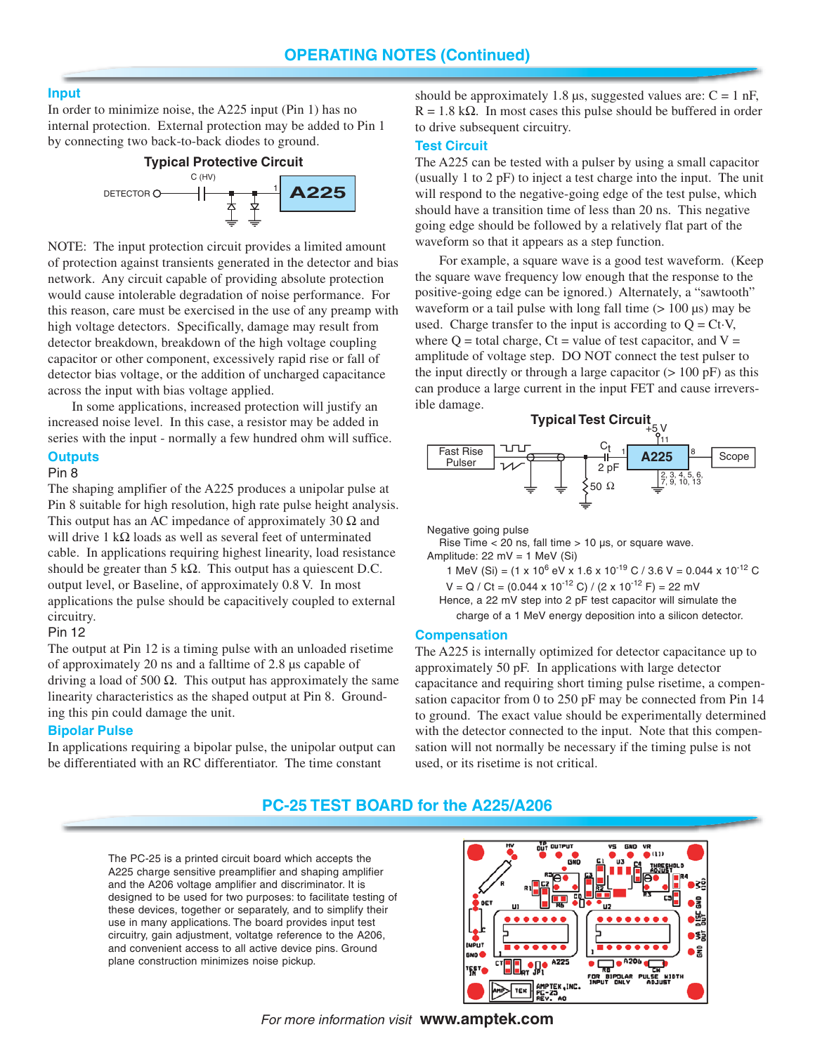## OPERATING NOTES (Continued)

### Input

In order to minimize noise, the A225 input (Pin 1) has no internal protection. External protection may be added to Pin 1 by connecting two back-to-back diodes to ground.

**Typical Protective Circuit**

NOTE: The input protection circuit provides a limited amount of protection against transients generated in the detector and bias network. Any circuit capable of providing absolute protection would cause intolerable degradation of noise performance. For this reason, care must be exercised in the use of any preamp with high voltage detectors. Specifically, damage may result from detector breakdown, breakdown of the high voltage coupling capacitor or other component, excessively rapid rise or fall of detector bias voltage, or the addition of uncharged capacitance across the input with bias voltage applied.

In some applications, increased protection will justify an increased noise level. In this case, a resistor may be added in series with the input - normally a few hundred ohm will suffice.

### Outputs

Pin 8

The shaping amplifier of the A225 produces a unipolar pulse at Pin 8 suitable for high resolution, high rate pulse height analysis. This output has an AC impedance of approximately 30 Ω and will drive 1 kΩ loads as well as several feet of unterminated cable. In applications requiring highest linearity, load resistance should be greater than 5 kΩ. This output has a quiescent D.C. output level, or Baseline, of approximately 0.8 V. In most applications the pulse should be capacitively coupled to external circuitry.

Pin 12

The output at Pin 12 is a timing pulse with an unloaded risetime of approximately 20 ns and a falltime of 2.8 µs capable of driving a load of 500 Ω. This output has approximately the same linearity characteristics as the shaped output at Pin 8. Grounding this pin could damage the unit.

### Bipolar Pulse

In applications requiring a bipolar pulse, the unipolar output can be differentiated with an RC differentiator. The time constant should be approximately 1.8 µs, suggested values are: C = 1 nF, R = 1.8 kΩ. In most cases this pulse should be buffered in order to drive subsequent circuitry.

### Test Circuit

The A225 can be tested with a pulser by using a small capacitor (usually 1 to 2 pF) to inject a test charge into the input. The unit will respond to the negative-going edge of the test pulse, which should have a transition time of less than 20 ns. This negative going edge should be followed by a relatively flat part of the waveform so that it appears as a step function.

For example, a square wave is a good test waveform. (Keep the square wave frequency low enough that the response to the positive-going edge can be ignored.) Alternately, a "sawtooth" waveform or a tail pulse with long fall time (> 100 µs) may be used. Charge transfer to the input is according to $Q = Ct \cdot V$, where Q = total charge, Ct = value of test capacitor, and V = amplitude of voltage step. DO NOT connect the test pulser to the input directly or through a large capacitor (> 100 pF) as this can produce a large current in the input FET and cause irreversible damage.

**Typical Test Circuit**

Negative going pulse
Rise Time < 20 ns, fall time > 10 µs, or square wave.
Amplitude: 22 mV = 1 MeV (Si)

$1 \text{ MeV (Si)} = (1 \times 10^6 \text{ eV} \times 1.6 \times 10^{-19} \text{ C} / 3.6 \text{ V} = 0.044 \times 10^{-12} \text{ C}$

$V = Q / Ct = (0.044 \times 10^{-12} \text{ C}) / (2 \times 10^{-12} \text{ F}) = 22 \text{ mV}$

Hence, a 22 mV step into 2 pF test capacitor will simulate the charge of a 1 MeV energy deposition into a silicon detector.

### Compensation

The A225 is internally optimized for detector capacitance up to approximately 50 pF. In applications with large detector capacitance and requiring short timing pulse risetime, a compensation capacitor from 0 to 250 pF may be connected from Pin 14 to ground. The exact value should be experimentally determined with the detector connected to the input. Note that this compensation will not normally be necessary if the timing pulse is not used, or its risetime is not critical.

## PC-25 TEST BOARD for the A225/A206

The PC-25 is a printed circuit board which accepts the A225 charge sensitive preamplifier and shaping amplifier and the A206 voltage amplifier and discriminator. It is designed to be used for two purposes: to facilitate testing of these devices, together or separately, and to simplify their use in many applications. The board provides input test circuitry, gain adjustment, voltatge reference to the A206, and convenient access to all active device pins. Ground plane construction minimizes noise pickup.

*For more information visit* **www.amptek.com**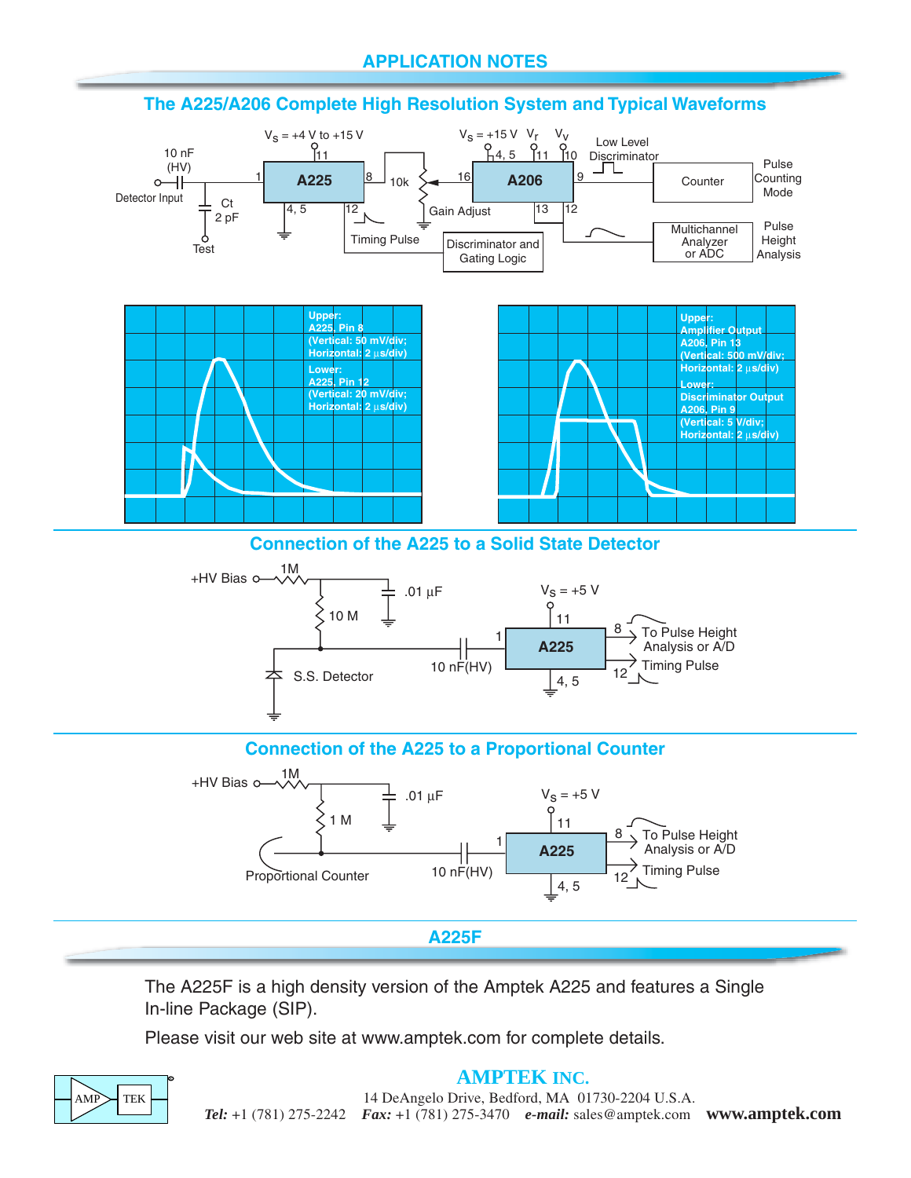## APPLICATION NOTES

### The A225/A206 Complete High Resolution System and Typical Waveforms

$V_S$ = +4 V to +15 V
10 nF (HV)
Detector Input
Ct 2 pF
Test
A225
11
1
8
4, 5
12
Timing Pulse
10k
Gain Adjust
$V_S$ = +15 V $V_r$ $V_V$
4, 5
11
10
16
A206
9
13
12
Low Level Discriminator
Counter
Pulse Counting Mode
Discriminator and Gating Logic
Multichannel Analyzer or ADC
Pulse Height Analysis

Upper: A225, Pin 8 (Vertical: 50 mV/div; Horizontal: 2 µs/div)
Lower: A225, Pin 12 (Vertical: 20 mV/div; Horizontal: 2 µs/div)

Upper: Amplifier Output A206, Pin 13 (Vertical: 500 mV/div; Horizontal: 2 µs/div)
Lower: Discriminator Output A206, Pin 9 (Vertical: 5 V/div; Horizontal: 2 µs/div)

### Connection of the A225 to a Solid State Detector

+HV Bias
1M
.01 µF
10 M
S.S. Detector
10 nF(HV)
$V_S$ = +5 V
11
1
A225
8
To Pulse Height Analysis or A/D
12
Timing Pulse
4, 5

### Connection of the A225 to a Proportional Counter

+HV Bias
1M
.01 µF
1 M
Proportional Counter
10 nF(HV)
$V_S$ = +5 V
11
1
A225
8
To Pulse Height Analysis or A/D
12
Timing Pulse
4, 5

## A225F

The A225F is a high density version of the Amptek A225 and features a Single In-line Package (SIP).

Please visit our web site at www.amptek.com for complete details.

**AMPTEK INC.**
14 DeAngelo Drive, Bedford, MA 01730-2204 U.S.A.
*Tel:* +1 (781) 275-2242 *Fax:* +1 (781) 275-3470 *e-mail:* sales@amptek.com **www.amptek.com**